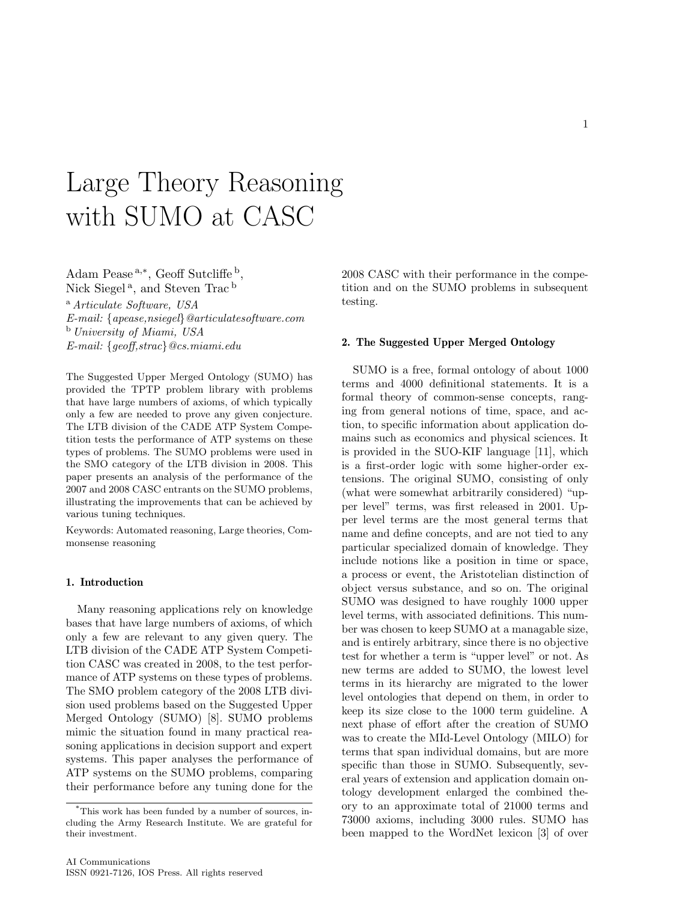# Large Theory Reasoning with SUMO at CASC

Adam Pease [a,*], Geoff Sutcliffe [b], Nick Siegel [a], and Steven Trac [b]

[a] *Articulate Software, USA*
*E-mail: {apease,nsiegel}@articulatesoftware.com*
[b] *University of Miami, USA*
*E-mail: {geoff,strac}@cs.miami.edu*

The Suggested Upper Merged Ontology (SUMO) has provided the TPTP problem library with problems that have large numbers of axioms, of which typically only a few are needed to prove any given conjecture. The LTB division of the CADE ATP System Competition tests the performance of ATP systems on these types of problems. The SUMO problems were used in the SMO category of the LTB division in 2008. This paper presents an analysis of the performance of the 2007 and 2008 CASC entrants on the SUMO problems, illustrating the improvements that can be achieved by various tuning techniques.

Keywords: Automated reasoning, Large theories, Commonsense reasoning

## 1. Introduction

Many reasoning applications rely on knowledge bases that have large numbers of axioms, of which only a few are relevant to any given query. The LTB division of the CADE ATP System Competition CASC was created in 2008, to the test performance of ATP systems on these types of problems. The SMO problem category of the 2008 LTB division used problems based on the Suggested Upper Merged Ontology (SUMO) [8]. SUMO problems mimic the situation found in many practical reasoning applications in decision support and expert systems. This paper analyses the performance of ATP systems on the SUMO problems, comparing their performance before any tuning done for the 2008 CASC with their performance in the competition and on the SUMO problems in subsequent testing.

## 2. The Suggested Upper Merged Ontology

SUMO is a free, formal ontology of about 1000 terms and 4000 definitional statements. It is a formal theory of common-sense concepts, ranging from general notions of time, space, and action, to specific information about application domains such as economics and physical sciences. It is provided in the SUO-KIF language [11], which is a first-order logic with some higher-order extensions. The original SUMO, consisting of only (what were somewhat arbitrarily considered) "upper level" terms, was first released in 2001. Upper level terms are the most general terms that name and define concepts, and are not tied to any particular specialized domain of knowledge. They include notions like a position in time or space, a process or event, the Aristotelian distinction of object versus substance, and so on. The original SUMO was designed to have roughly 1000 upper level terms, with associated definitions. This number was chosen to keep SUMO at a managable size, and is entirely arbitrary, since there is no objective test for whether a term is "upper level" or not. As new terms are added to SUMO, the lowest level terms in its hierarchy are migrated to the lower level ontologies that depend on them, in order to keep its size close to the 1000 term guideline. A next phase of effort after the creation of SUMO was to create the MId-Level Ontology (MILO) for terms that span individual domains, but are more specific than those in SUMO. Subsequently, several years of extension and application domain ontology development enlarged the combined theory to an approximate total of 21000 terms and 73000 axioms, including 3000 rules. SUMO has been mapped to the WordNet lexicon [3] of over

[*] This work has been funded by a number of sources, including the Army Research Institute. We are grateful for their investment.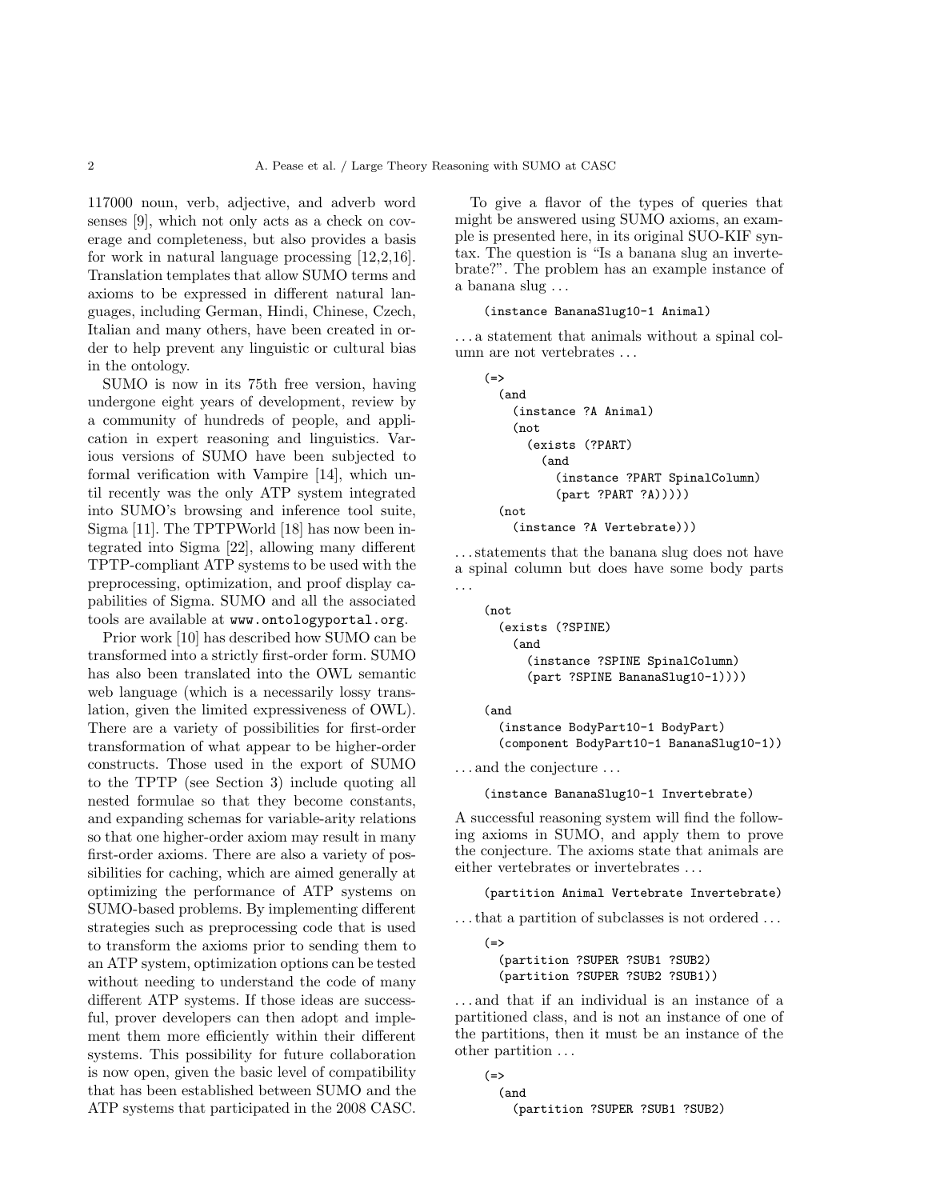117000 noun, verb, adjective, and adverb word senses [9], which not only acts as a check on coverage and completeness, but also provides a basis for work in natural language processing [12,2,16]. Translation templates that allow SUMO terms and axioms to be expressed in different natural languages, including German, Hindi, Chinese, Czech, Italian and many others, have been created in order to help prevent any linguistic or cultural bias in the ontology.

SUMO is now in its 75th free version, having undergone eight years of development, review by a community of hundreds of people, and application in expert reasoning and linguistics. Various versions of SUMO have been subjected to formal verification with Vampire [14], which until recently was the only ATP system integrated into SUMO's browsing and inference tool suite, Sigma [11]. The TPTPWorld [18] has now been integrated into Sigma [22], allowing many different TPTP-compliant ATP systems to be used with the preprocessing, optimization, and proof display capabilities of Sigma. SUMO and all the associated tools are available at `www.ontologyportal.org`.

Prior work [10] has described how SUMO can be transformed into a strictly first-order form. SUMO has also been translated into the OWL semantic web language (which is a necessarily lossy translation, given the limited expressiveness of OWL). There are a variety of possibilities for first-order transformation of what appear to be higher-order constructs. Those used in the export of SUMO to the TPTP (see Section 3) include quoting all nested formulae so that they become constants, and expanding schemas for variable-arity relations so that one higher-order axiom may result in many first-order axioms. There are also a variety of possibilities for caching, which are aimed generally at optimizing the performance of ATP systems on SUMO-based problems. By implementing different strategies such as preprocessing code that is used to transform the axioms prior to sending them to an ATP system, optimization options can be tested without needing to understand the code of many different ATP systems. If those ideas are successful, prover developers can then adopt and implement them more efficiently within their different systems. This possibility for future collaboration is now open, given the basic level of compatibility that has been established between SUMO and the ATP systems that participated in the 2008 CASC.

To give a flavor of the types of queries that might be answered using SUMO axioms, an example is presented here, in its original SUO-KIF syntax. The question is "Is a banana slug an invertebrate?". The problem has an example instance of a banana slug ...

```
(instance BananaSlug10-1 Animal)
```

... a statement that animals without a spinal column are not vertebrates ...

```
(=>
  (and
    (instance ?A Animal)
    (not
      (exists (?PART)
        (and
          (instance ?PART SpinalColumn)
          (part ?PART ?A)))))
  (not
    (instance ?A Vertebrate)))
```

... statements that the banana slug does not have a spinal column but does have some body parts ...

```
(not
  (exists (?SPINE)
    (and
      (instance ?SPINE SpinalColumn)
      (part ?SPINE BananaSlug10-1))))

(and
  (instance BodyPart10-1 BodyPart)
  (component BodyPart10-1 BananaSlug10-1))
```

... and the conjecture ...

```
(instance BananaSlug10-1 Invertebrate)
```

A successful reasoning system will find the following axioms in SUMO, and apply them to prove the conjecture. The axioms state that animals are either vertebrates or invertebrates ...

```
(partition Animal Vertebrate Invertebrate)
```

... that a partition of subclasses is not ordered ...

```
(=>
  (partition ?SUPER ?SUB1 ?SUB2)
  (partition ?SUPER ?SUB2 ?SUB1))
```

... and that if an individual is an instance of a partitioned class, and is not an instance of one of the partitions, then it must be an instance of the other partition ...

```
(=>
  (and
    (partition ?SUPER ?SUB1 ?SUB2)
```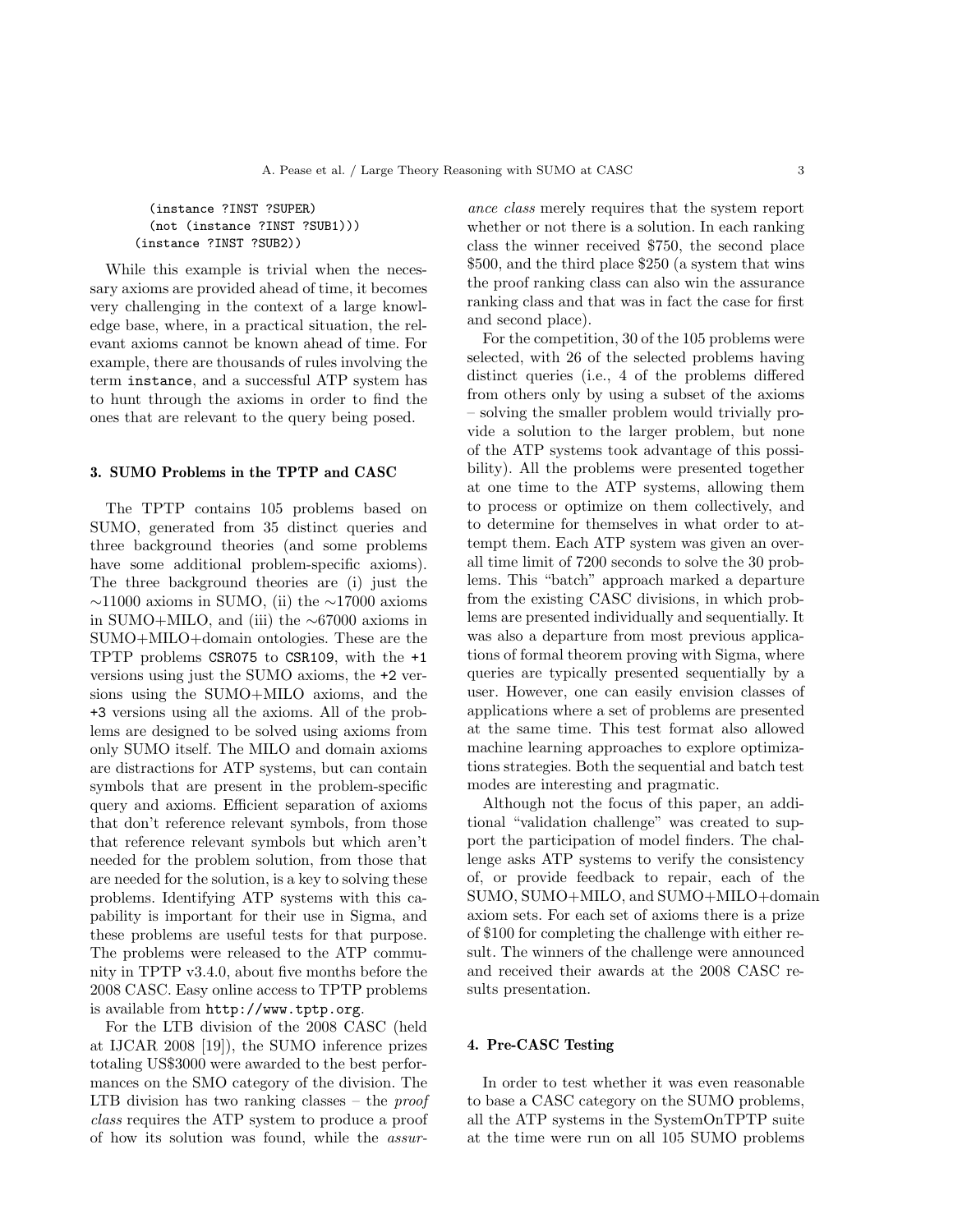```
    (instance ?INST ?SUPER)
    (not (instance ?INST ?SUB1)))
  (instance ?INST ?SUB2))
```

While this example is trivial when the necessary axioms are provided ahead of time, it becomes very challenging in the context of a large knowledge base, where, in a practical situation, the relevant axioms cannot be known ahead of time. For example, there are thousands of rules involving the term `instance`, and a successful ATP system has to hunt through the axioms in order to find the ones that are relevant to the query being posed.

## 3. SUMO Problems in the TPTP and CASC

The TPTP contains 105 problems based on SUMO, generated from 35 distinct queries and three background theories (and some problems have some additional problem-specific axioms). The three background theories are (i) just the ∼11000 axioms in SUMO, (ii) the ∼17000 axioms in SUMO+MILO, and (iii) the ∼67000 axioms in SUMO+MILO+domain ontologies. These are the TPTP problems `CSR075` to `CSR109`, with the `+1` versions using just the SUMO axioms, the `+2` versions using the SUMO+MILO axioms, and the `+3` versions using all the axioms. All of the problems are designed to be solved using axioms from only SUMO itself. The MILO and domain axioms are distractions for ATP systems, but can contain symbols that are present in the problem-specific query and axioms. Efficient separation of axioms that don't reference relevant symbols, from those that reference relevant symbols but which aren't needed for the problem solution, from those that are needed for the solution, is a key to solving these problems. Identifying ATP systems with this capability is important for their use in Sigma, and these problems are useful tests for that purpose. The problems were released to the ATP community in TPTP v3.4.0, about five months before the 2008 CASC. Easy online access to TPTP problems is available from `http://www.tptp.org`.

For the LTB division of the 2008 CASC (held at IJCAR 2008 [19]), the SUMO inference prizes totaling US$3000 were awarded to the best performances on the SMO category of the division. The LTB division has two ranking classes – the *proof class* requires the ATP system to produce a proof of how its solution was found, while the *assurance class* merely requires that the system report whether or not there is a solution. In each ranking class the winner received $750, the second place $500, and the third place $250 (a system that wins the proof ranking class can also win the assurance ranking class and that was in fact the case for first and second place).

For the competition, 30 of the 105 problems were selected, with 26 of the selected problems having distinct queries (i.e., 4 of the problems differed from others only by using a subset of the axioms – solving the smaller problem would trivially provide a solution to the larger problem, but none of the ATP systems took advantage of this possibility). All the problems were presented together at one time to the ATP systems, allowing them to process or optimize on them collectively, and to determine for themselves in what order to attempt them. Each ATP system was given an overall time limit of 7200 seconds to solve the 30 problems. This "batch" approach marked a departure from the existing CASC divisions, in which problems are presented individually and sequentially. It was also a departure from most previous applications of formal theorem proving with Sigma, where queries are typically presented sequentially by a user. However, one can easily envision classes of applications where a set of problems are presented at the same time. This test format also allowed machine learning approaches to explore optimizations strategies. Both the sequential and batch test modes are interesting and pragmatic.

Although not the focus of this paper, an additional "validation challenge" was created to support the participation of model finders. The challenge asks ATP systems to verify the consistency of, or provide feedback to repair, each of the SUMO, SUMO+MILO, and SUMO+MILO+domain axiom sets. For each set of axioms there is a prize of $100 for completing the challenge with either result. The winners of the challenge were announced and received their awards at the 2008 CASC results presentation.

## 4. Pre-CASC Testing

In order to test whether it was even reasonable to base a CASC category on the SUMO problems, all the ATP systems in the SystemOnTPTP suite at the time were run on all 105 SUMO problems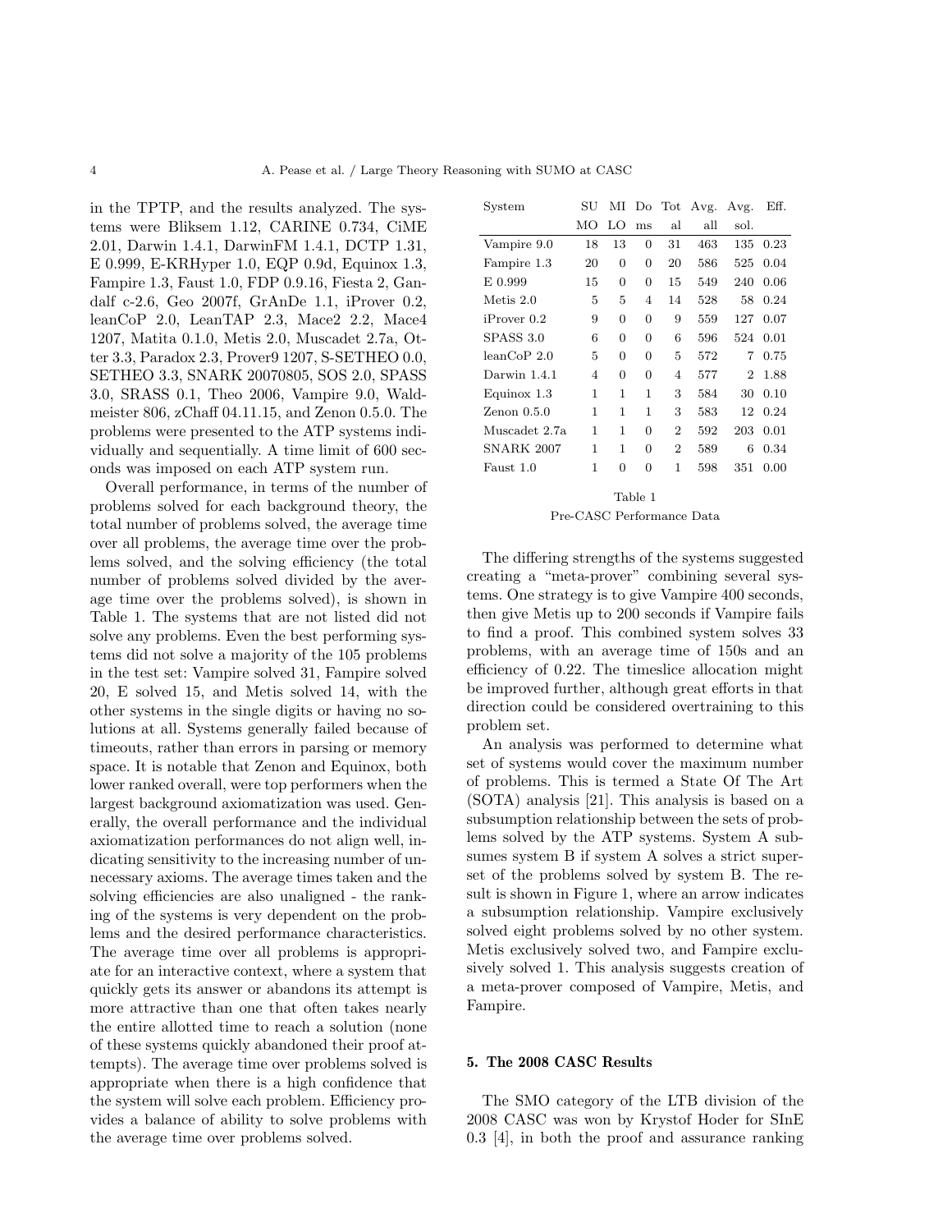in the TPTP, and the results analyzed. The systems were Bliksem 1.12, CARINE 0.734, CiME 2.01, Darwin 1.4.1, DarwinFM 1.4.1, DCTP 1.31, E 0.999, E-KRHyper 1.0, EQP 0.9d, Equinox 1.3, Fampire 1.3, Faust 1.0, FDP 0.9.16, Fiesta 2, Gandalf c-2.6, Geo 2007f, GrAnDe 1.1, iProver 0.2, leanCoP 2.0, LeanTAP 2.3, Mace2 2.2, Mace4 1207, Matita 0.1.0, Metis 2.0, Muscadet 2.7a, Otter 3.3, Paradox 2.3, Prover9 1207, S-SETHEO 0.0, SETHEO 3.3, SNARK 20070805, SOS 2.0, SPASS 3.0, SRASS 0.1, Theo 2006, Vampire 9.0, Waldmeister 806, zChaff 04.11.15, and Zenon 0.5.0. The problems were presented to the ATP systems individually and sequentially. A time limit of 600 seconds was imposed on each ATP system run.

Overall performance, in terms of the number of problems solved for each background theory, the total number of problems solved, the average time over all problems, the average time over the problems solved, and the solving efficiency (the total number of problems solved divided by the average time over the problems solved), is shown in Table 1. The systems that are not listed did not solve any problems. Even the best performing systems did not solve a majority of the 105 problems in the test set: Vampire solved 31, Fampire solved 20, E solved 15, and Metis solved 14, with the other systems in the single digits or having no solutions at all. Systems generally failed because of timeouts, rather than errors in parsing or memory space. It is notable that Zenon and Equinox, both lower ranked overall, were top performers when the largest background axiomatization was used. Generally, the overall performance and the individual axiomatization performances do not align well, indicating sensitivity to the increasing number of unnecessary axioms. The average times taken and the solving efficiencies are also unaligned - the ranking of the systems is very dependent on the problems and the desired performance characteristics. The average time over all problems is appropriate for an interactive context, where a system that quickly gets its answer or abandons its attempt is more attractive than one that often takes nearly the entire allotted time to reach a solution (none of these systems quickly abandoned their proof attempts). The average time over problems solved is appropriate when there is a high confidence that the system will solve each problem. Efficiency provides a balance of ability to solve problems with the average time over problems solved.

| System | SUMO | MILO | Doms | Total | Avg. all | Avg. sol. | Eff. |
|---|---|---|---|---|---|---|---|
| Vampire 9.0 | 18 | 13 | 0 | 31 | 463 | 135 | 0.23 |
| Fampire 1.3 | 20 | 0 | 0 | 20 | 586 | 525 | 0.04 |
| E 0.999 | 15 | 0 | 0 | 15 | 549 | 240 | 0.06 |
| Metis 2.0 | 5 | 5 | 4 | 14 | 528 | 58 | 0.24 |
| iProver 0.2 | 9 | 0 | 0 | 9 | 559 | 127 | 0.07 |
| SPASS 3.0 | 6 | 0 | 0 | 6 | 596 | 524 | 0.01 |
| leanCoP 2.0 | 5 | 0 | 0 | 5 | 572 | 7 | 0.75 |
| Darwin 1.4.1 | 4 | 0 | 0 | 4 | 577 | 2 | 1.88 |
| Equinox 1.3 | 1 | 1 | 1 | 3 | 584 | 30 | 0.10 |
| Zenon 0.5.0 | 1 | 1 | 1 | 3 | 583 | 12 | 0.24 |
| Muscadet 2.7a | 1 | 1 | 0 | 2 | 592 | 203 | 0.01 |
| SNARK 2007 | 1 | 1 | 0 | 2 | 589 | 6 | 0.34 |
| Faust 1.0 | 1 | 0 | 0 | 1 | 598 | 351 | 0.00 |

Table 1
Pre-CASC Performance Data

The differing strengths of the systems suggested creating a "meta-prover" combining several systems. One strategy is to give Vampire 400 seconds, then give Metis up to 200 seconds if Vampire fails to find a proof. This combined system solves 33 problems, with an average time of 150s and an efficiency of 0.22. The timeslice allocation might be improved further, although great efforts in that direction could be considered overtraining to this problem set.

An analysis was performed to determine what set of systems would cover the maximum number of problems. This is termed a State Of The Art (SOTA) analysis [21]. This analysis is based on a subsumption relationship between the sets of problems solved by the ATP systems. System A subsumes system B if system A solves a strict superset of the problems solved by system B. The result is shown in Figure 1, where an arrow indicates a subsumption relationship. Vampire exclusively solved eight problems solved by no other system. Metis exclusively solved two, and Fampire exclusively solved 1. This analysis suggests creation of a meta-prover composed of Vampire, Metis, and Fampire.

## 5. The 2008 CASC Results

The SMO category of the LTB division of the 2008 CASC was won by Krystof Hoder for SInE 0.3 [4], in both the proof and assurance ranking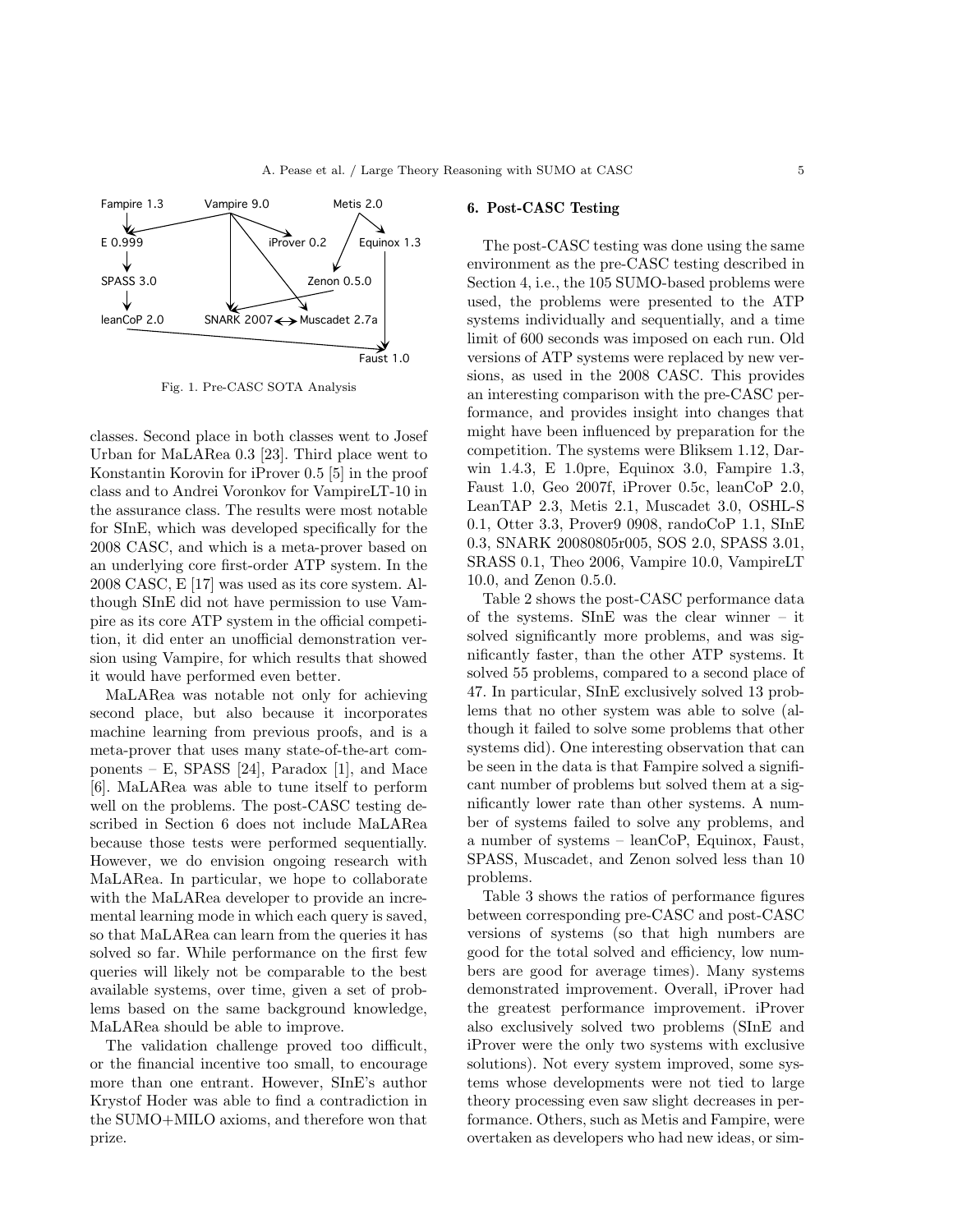Fig. 1. Pre-CASC SOTA Analysis

classes. Second place in both classes went to Josef Urban for MaLARea 0.3 [23]. Third place went to Konstantin Korovin for iProver 0.5 [5] in the proof class and to Andrei Voronkov for VampireLT-10 in the assurance class. The results were most notable for SInE, which was developed specifically for the 2008 CASC, and which is a meta-prover based on an underlying core first-order ATP system. In the 2008 CASC, E [17] was used as its core system. Although SInE did not have permission to use Vampire as its core ATP system in the official competition, it did enter an unofficial demonstration version using Vampire, for which results that showed it would have performed even better.

MaLARea was notable not only for achieving second place, but also because it incorporates machine learning from previous proofs, and is a meta-prover that uses many state-of-the-art components – E, SPASS [24], Paradox [1], and Mace [6]. MaLARea was able to tune itself to perform well on the problems. The post-CASC testing described in Section 6 does not include MaLARea because those tests were performed sequentially. However, we do envision ongoing research with MaLARea. In particular, we hope to collaborate with the MaLARea developer to provide an incremental learning mode in which each query is saved, so that MaLARea can learn from the queries it has solved so far. While performance on the first few queries will likely not be comparable to the best available systems, over time, given a set of problems based on the same background knowledge, MaLARea should be able to improve.

The validation challenge proved too difficult, or the financial incentive too small, to encourage more than one entrant. However, SInE's author Krystof Hoder was able to find a contradiction in the SUMO+MILO axioms, and therefore won that prize.

## 6. Post-CASC Testing

The post-CASC testing was done using the same environment as the pre-CASC testing described in Section 4, i.e., the 105 SUMO-based problems were used, the problems were presented to the ATP systems individually and sequentially, and a time limit of 600 seconds was imposed on each run. Old versions of ATP systems were replaced by new versions, as used in the 2008 CASC. This provides an interesting comparison with the pre-CASC performance, and provides insight into changes that might have been influenced by preparation for the competition. The systems were Bliksem 1.12, Darwin 1.4.3, E 1.0pre, Equinox 3.0, Fampire 1.3, Faust 1.0, Geo 2007f, iProver 0.5c, leanCoP 2.0, LeanTAP 2.3, Metis 2.1, Muscadet 3.0, OSHL-S 0.1, Otter 3.3, Prover9 0908, randoCoP 1.1, SInE 0.3, SNARK 20080805r005, SOS 2.0, SPASS 3.01, SRASS 0.1, Theo 2006, Vampire 10.0, VampireLT 10.0, and Zenon 0.5.0.

Table 2 shows the post-CASC performance data of the systems. SInE was the clear winner – it solved significantly more problems, and was significantly faster, than the other ATP systems. It solved 55 problems, compared to a second place of 47. In particular, SInE exclusively solved 13 problems that no other system was able to solve (although it failed to solve some problems that other systems did). One interesting observation that can be seen in the data is that Fampire solved a significant number of problems but solved them at a significantly lower rate than other systems. A number of systems failed to solve any problems, and a number of systems – leanCoP, Equinox, Faust, SPASS, Muscadet, and Zenon solved less than 10 problems.

Table 3 shows the ratios of performance figures between corresponding pre-CASC and post-CASC versions of systems (so that high numbers are good for the total solved and efficiency, low numbers are good for average times). Many systems demonstrated improvement. Overall, iProver had the greatest performance improvement. iProver also exclusively solved two problems (SInE and iProver were the only two systems with exclusive solutions). Not every system improved, some systems whose developments were not tied to large theory processing even saw slight decreases in performance. Others, such as Metis and Fampire, were overtaken as developers who had new ideas, or sim-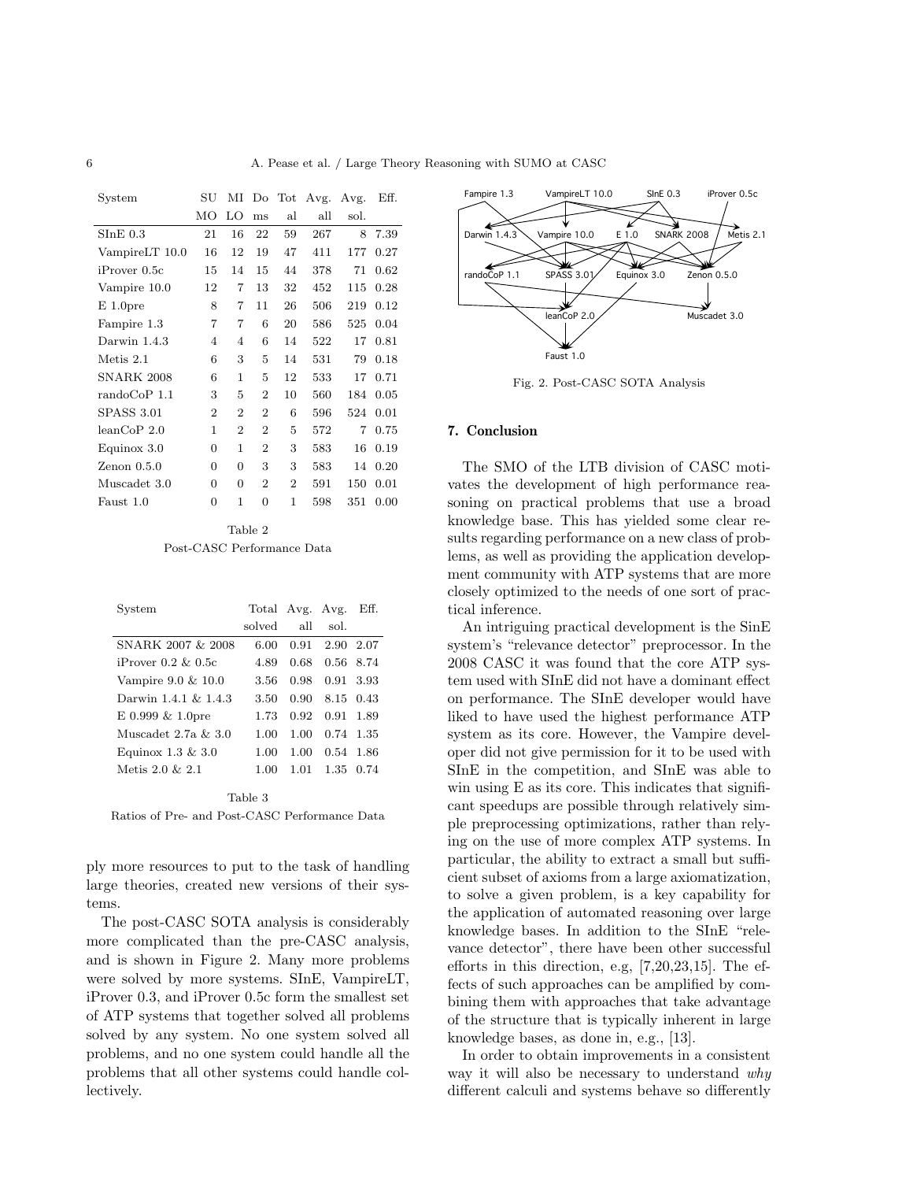| System | SUMO | MILO | Doms | Total | Avg. all | Avg. sol. | Eff. |
|---|---|---|---|---|---|---|---|
| SInE 0.3 | 21 | 16 | 22 | 59 | 267 | 8 | 7.39 |
| VampireLT 10.0 | 16 | 12 | 19 | 47 | 411 | 177 | 0.27 |
| iProver 0.5c | 15 | 14 | 15 | 44 | 378 | 71 | 0.62 |
| Vampire 10.0 | 12 | 7 | 13 | 32 | 452 | 115 | 0.28 |
| E 1.0pre | 8 | 7 | 11 | 26 | 506 | 219 | 0.12 |
| Fampire 1.3 | 7 | 7 | 6 | 20 | 586 | 525 | 0.04 |
| Darwin 1.4.3 | 4 | 4 | 6 | 14 | 522 | 17 | 0.81 |
| Metis 2.1 | 6 | 3 | 5 | 14 | 531 | 79 | 0.18 |
| SNARK 2008 | 6 | 1 | 5 | 12 | 533 | 17 | 0.71 |
| randoCoP 1.1 | 3 | 5 | 2 | 10 | 560 | 184 | 0.05 |
| SPASS 3.01 | 2 | 2 | 2 | 6 | 596 | 524 | 0.01 |
| leanCoP 2.0 | 1 | 2 | 2 | 5 | 572 | 7 | 0.75 |
| Equinox 3.0 | 0 | 1 | 2 | 3 | 583 | 16 | 0.19 |
| Zenon 0.5.0 | 0 | 0 | 3 | 3 | 583 | 14 | 0.20 |
| Muscadet 3.0 | 0 | 0 | 2 | 2 | 591 | 150 | 0.01 |
| Faust 1.0 | 0 | 1 | 0 | 1 | 598 | 351 | 0.00 |

Table 2

Post-CASC Performance Data

| System | Total solved | Avg. all | Avg. sol. | Eff. |
|---|---|---|---|---|
| SNARK 2007 & 2008 | 6.00 | 0.91 | 2.90 | 2.07 |
| iProver 0.2 & 0.5c | 4.89 | 0.68 | 0.56 | 8.74 |
| Vampire 9.0 & 10.0 | 3.56 | 0.98 | 0.91 | 3.93 |
| Darwin 1.4.1 & 1.4.3 | 3.50 | 0.90 | 8.15 | 0.43 |
| E 0.999 & 1.0pre | 1.73 | 0.92 | 0.91 | 1.89 |
| Muscadet 2.7a & 3.0 | 1.00 | 1.00 | 0.74 | 1.35 |
| Equinox 1.3 & 3.0 | 1.00 | 1.00 | 0.54 | 1.86 |
| Metis 2.0 & 2.1 | 1.00 | 1.01 | 1.35 | 0.74 |

Table 3

Ratios of Pre- and Post-CASC Performance Data

ply more resources to put to the task of handling large theories, created new versions of their systems.

The post-CASC SOTA analysis is considerably more complicated than the pre-CASC analysis, and is shown in Figure 2. Many more problems were solved by more systems. SInE, VampireLT, iProver 0.3, and iProver 0.5c form the smallest set of ATP systems that together solved all problems solved by any system. No one system solved all problems, and no one system could handle all the problems that all other systems could handle collectively.

Fig. 2. Post-CASC SOTA Analysis

## 7. Conclusion

The SMO of the LTB division of CASC motivates the development of high performance reasoning on practical problems that use a broad knowledge base. This has yielded some clear results regarding performance on a new class of problems, as well as providing the application development community with ATP systems that are more closely optimized to the needs of one sort of practical inference.

An intriguing practical development is the SinE system's "relevance detector" preprocessor. In the 2008 CASC it was found that the core ATP system used with SInE did not have a dominant effect on performance. The SInE developer would have liked to have used the highest performance ATP system as its core. However, the Vampire developer did not give permission for it to be used with SInE in the competition, and SInE was able to win using E as its core. This indicates that significant speedups are possible through relatively simple preprocessing optimizations, rather than relying on the use of more complex ATP systems. In particular, the ability to extract a small but sufficient subset of axioms from a large axiomatization, to solve a given problem, is a key capability for the application of automated reasoning over large knowledge bases. In addition to the SInE "relevance detector", there have been other successful efforts in this direction, e.g, [7,20,23,15]. The effects of such approaches can be amplified by combining them with approaches that take advantage of the structure that is typically inherent in large knowledge bases, as done in, e.g., [13].

In order to obtain improvements in a consistent way it will also be necessary to understand *why* different calculi and systems behave so differently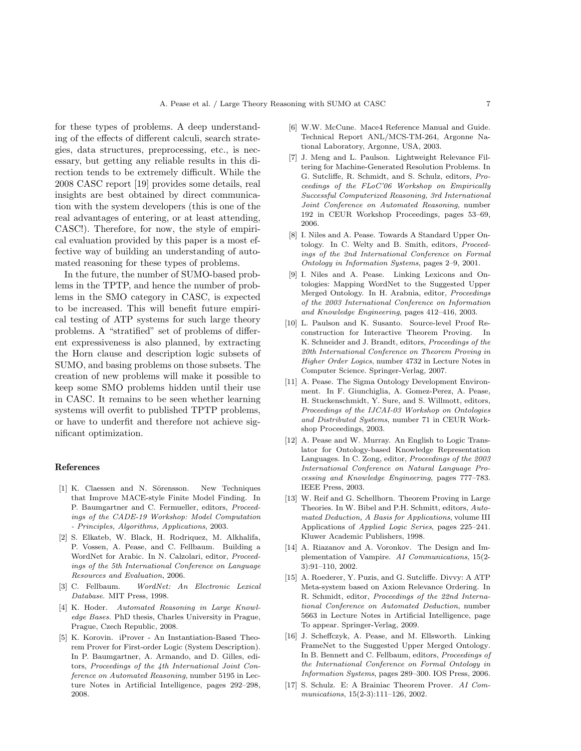for these types of problems. A deep understanding of the effects of different calculi, search strategies, data structures, preprocessing, etc., is necessary, but getting any reliable results in this direction tends to be extremely difficult. While the 2008 CASC report [19] provides some details, real insights are best obtained by direct communication with the system developers (this is one of the real advantages of entering, or at least attending, CASC!). Therefore, for now, the style of empirical evaluation provided by this paper is a most effective way of building an understanding of automated reasoning for these types of problems.

In the future, the number of SUMO-based problems in the TPTP, and hence the number of problems in the SMO category in CASC, is expected to be increased. This will benefit future empirical testing of ATP systems for such large theory problems. A "stratified" set of problems of different expressiveness is also planned, by extracting the Horn clause and description logic subsets of SUMO, and basing problems on those subsets. The creation of new problems will make it possible to keep some SMO problems hidden until their use in CASC. It remains to be seen whether learning systems will overfit to published TPTP problems, or have to underfit and therefore not achieve significant optimization.

## References

[1] K. Claessen and N. Sörensson. New Techniques that Improve MACE-style Finite Model Finding. In P. Baumgartner and C. Fermueller, editors, *Proceedings of the CADE-19 Workshop: Model Computation - Principles, Algorithms, Applications*, 2003.

[2] S. Elkateb, W. Black, H. Rodriquez, M. Alkhalifa, P. Vossen, A. Pease, and C. Fellbaum. Building a WordNet for Arabic. In N. Calzolari, editor, *Proceedings of the 5th International Conference on Language Resources and Evaluation*, 2006.

[3] C. Fellbaum. *WordNet: An Electronic Lexical Database*. MIT Press, 1998.

[4] K. Hoder. *Automated Reasoning in Large Knowledge Bases*. PhD thesis, Charles University in Prague, Prague, Czech Republic, 2008.

[5] K. Korovin. iProver - An Instantiation-Based Theorem Prover for First-order Logic (System Description). In P. Baumgartner, A. Armando, and D. Gilles, editors, *Proceedings of the 4th International Joint Conference on Automated Reasoning*, number 5195 in Lecture Notes in Artificial Intelligence, pages 292–298, 2008.

[6] W.W. McCune. Mace4 Reference Manual and Guide. Technical Report ANL/MCS-TM-264, Argonne National Laboratory, Argonne, USA, 2003.

[7] J. Meng and L. Paulson. Lightweight Relevance Filtering for Machine-Generated Resolution Problems. In G. Sutcliffe, R. Schmidt, and S. Schulz, editors, *Proceedings of the FLoC'06 Workshop on Empirically Successful Computerized Reasoning, 3rd International Joint Conference on Automated Reasoning*, number 192 in CEUR Workshop Proceedings, pages 53–69, 2006.

[8] I. Niles and A. Pease. Towards A Standard Upper Ontology. In C. Welty and B. Smith, editors, *Proceedings of the 2nd International Conference on Formal Ontology in Information Systems*, pages 2–9, 2001.

[9] I. Niles and A. Pease. Linking Lexicons and Ontologies: Mapping WordNet to the Suggested Upper Merged Ontology. In H. Arabnia, editor, *Proceedings of the 2003 International Conference on Information and Knowledge Engineering*, pages 412–416, 2003.

[10] L. Paulson and K. Susanto. Source-level Proof Reconstruction for Interactive Theorem Proving. In K. Schneider and J. Brandt, editors, *Proceedings of the 20th International Conference on Theorem Proving in Higher Order Logics*, number 4732 in Lecture Notes in Computer Science. Springer-Verlag, 2007.

[11] A. Pease. The Sigma Ontology Development Environment. In F. Giunchiglia, A. Gomez-Perez, A. Pease, H. Stuckenschmidt, Y. Sure, and S. Willmott, editors, *Proceedings of the IJCAI-03 Workshop on Ontologies and Distributed Systems*, number 71 in CEUR Workshop Proceedings, 2003.

[12] A. Pease and W. Murray. An English to Logic Translator for Ontology-based Knowledge Representation Languages. In C. Zong, editor, *Proceedings of the 2003 International Conference on Natural Language Processing and Knowledge Engineering*, pages 777–783. IEEE Press, 2003.

[13] W. Reif and G. Schellhorn. Theorem Proving in Large Theories. In W. Bibel and P.H. Schmitt, editors, *Automated Deduction, A Basis for Applications*, volume III Applications of *Applied Logic Series*, pages 225–241. Kluwer Academic Publishers, 1998.

[14] A. Riazanov and A. Voronkov. The Design and Implementation of Vampire. *AI Communications*, 15(2-3):91–110, 2002.

[15] A. Roederer, Y. Puzis, and G. Sutcliffe. Divvy: A ATP Meta-system based on Axiom Relevance Ordering. In R. Schmidt, editor, *Proceedings of the 22nd International Conference on Automated Deduction*, number 5663 in Lecture Notes in Artificial Intelligence, page To appear. Springer-Verlag, 2009.

[16] J. Scheffczyk, A. Pease, and M. Ellsworth. Linking FrameNet to the Suggested Upper Merged Ontology. In B. Bennett and C. Fellbaum, editors, *Proceedings of the International Conference on Formal Ontology in Information Systems*, pages 289–300. IOS Press, 2006.

[17] S. Schulz. E: A Brainiac Theorem Prover. *AI Communications*, 15(2-3):111–126, 2002.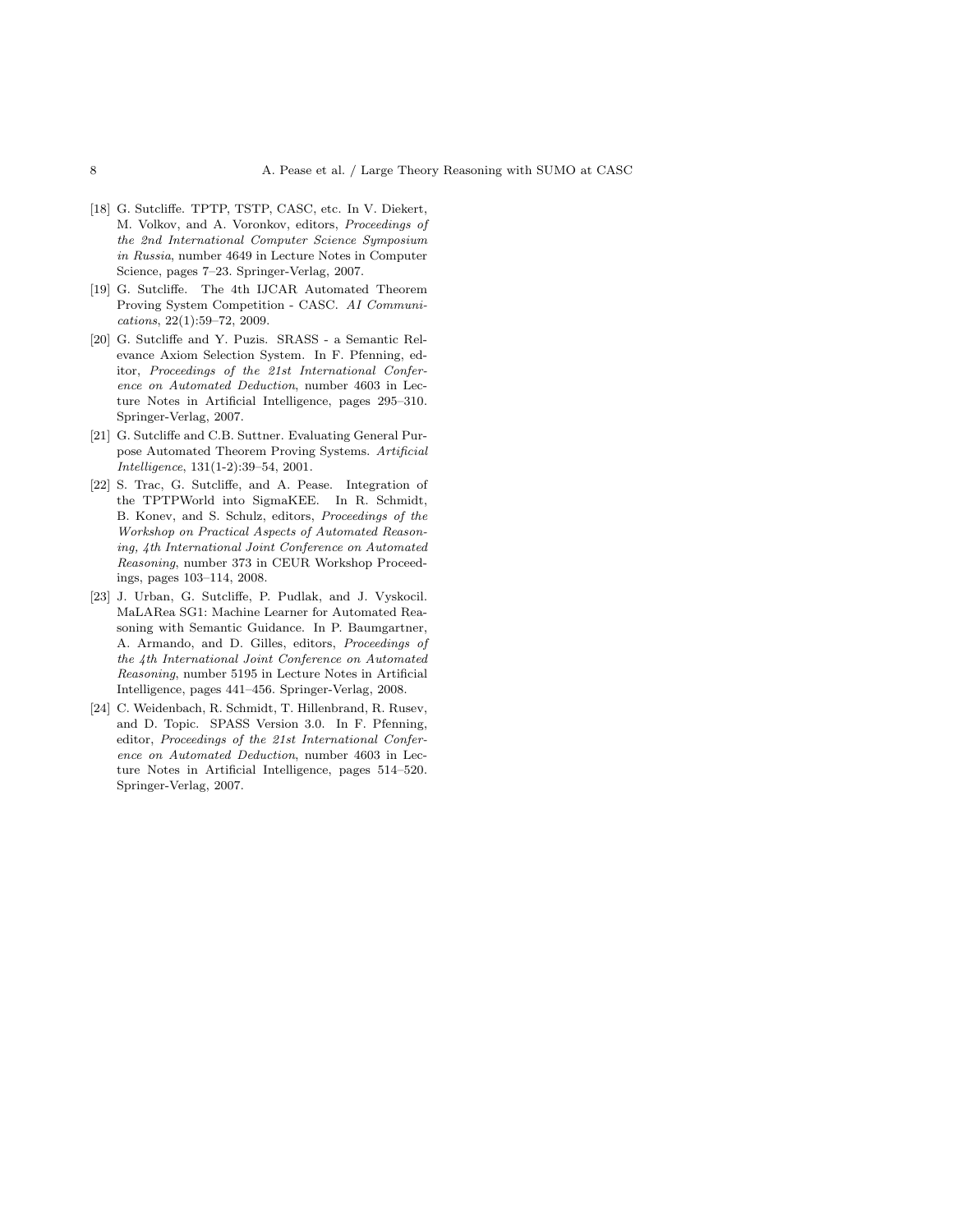[18] G. Sutcliffe. TPTP, TSTP, CASC, etc. In V. Diekert, M. Volkov, and A. Voronkov, editors, *Proceedings of the 2nd International Computer Science Symposium in Russia*, number 4649 in Lecture Notes in Computer Science, pages 7–23. Springer-Verlag, 2007.

[19] G. Sutcliffe. The 4th IJCAR Automated Theorem Proving System Competition - CASC. *AI Communications*, 22(1):59–72, 2009.

[20] G. Sutcliffe and Y. Puzis. SRASS - a Semantic Relevance Axiom Selection System. In F. Pfenning, editor, *Proceedings of the 21st International Conference on Automated Deduction*, number 4603 in Lecture Notes in Artificial Intelligence, pages 295–310. Springer-Verlag, 2007.

[21] G. Sutcliffe and C.B. Suttner. Evaluating General Purpose Automated Theorem Proving Systems. *Artificial Intelligence*, 131(1-2):39–54, 2001.

[22] S. Trac, G. Sutcliffe, and A. Pease. Integration of the TPTPWorld into SigmaKEE. In R. Schmidt, B. Konev, and S. Schulz, editors, *Proceedings of the Workshop on Practical Aspects of Automated Reasoning, 4th International Joint Conference on Automated Reasoning*, number 373 in CEUR Workshop Proceedings, pages 103–114, 2008.

[23] J. Urban, G. Sutcliffe, P. Pudlak, and J. Vyskocil. MaLARea SG1: Machine Learner for Automated Reasoning with Semantic Guidance. In P. Baumgartner, A. Armando, and D. Gilles, editors, *Proceedings of the 4th International Joint Conference on Automated Reasoning*, number 5195 in Lecture Notes in Artificial Intelligence, pages 441–456. Springer-Verlag, 2008.

[24] C. Weidenbach, R. Schmidt, T. Hillenbrand, R. Rusev, and D. Topic. SPASS Version 3.0. In F. Pfenning, editor, *Proceedings of the 21st International Conference on Automated Deduction*, number 4603 in Lecture Notes in Artificial Intelligence, pages 514–520. Springer-Verlag, 2007.